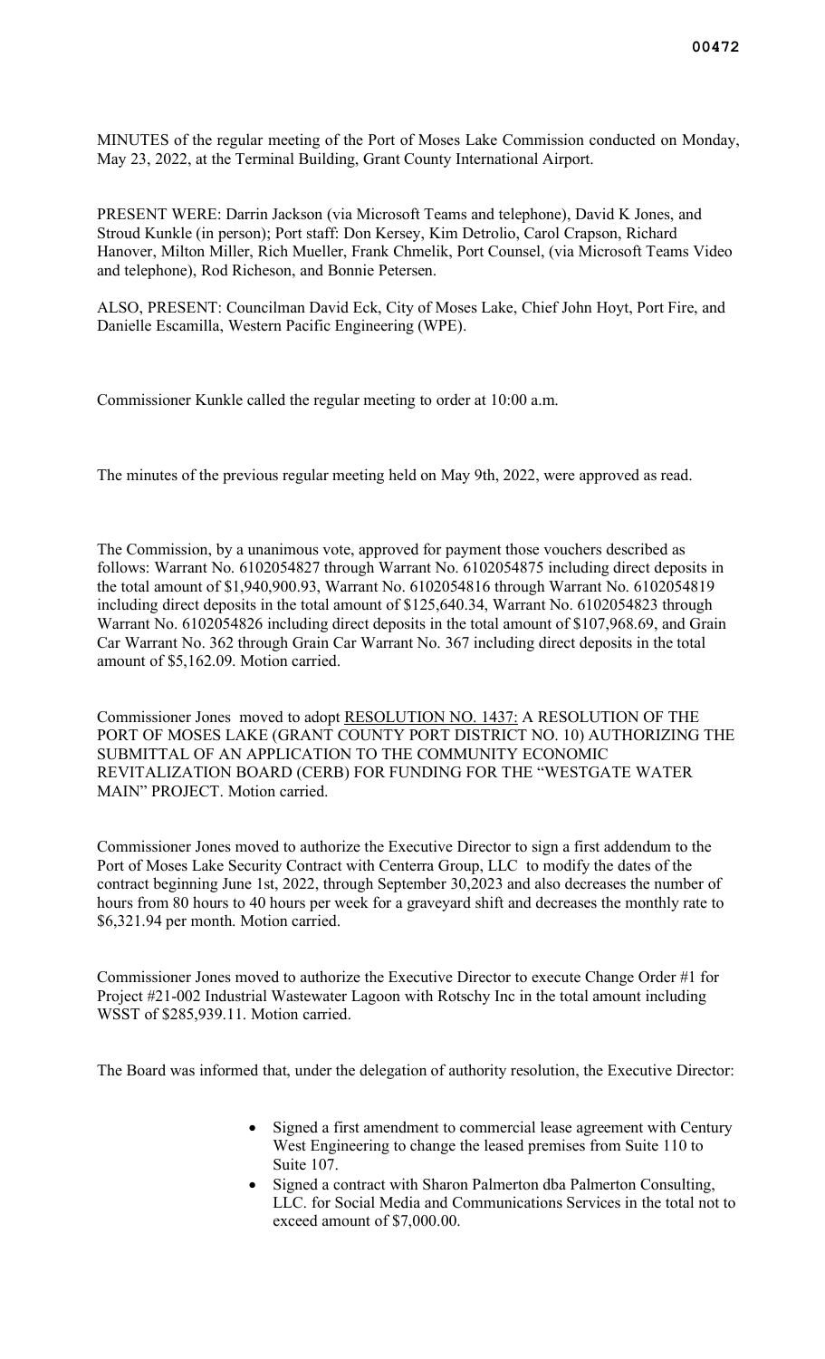MINUTES of the regular meeting of the Port of Moses Lake Commission conducted on Monday, May 23, 2022, at the Terminal Building, Grant County International Airport.

PRESENT WERE: Darrin Jackson (via Microsoft Teams and telephone), David K Jones, and Stroud Kunkle (in person); Port staff: Don Kersey, Kim Detrolio, Carol Crapson, Richard Hanover, Milton Miller, Rich Mueller, Frank Chmelik, Port Counsel, (via Microsoft Teams Video and telephone), Rod Richeson, and Bonnie Petersen.

ALSO, PRESENT: Councilman David Eck, City of Moses Lake, Chief John Hoyt, Port Fire, and Danielle Escamilla, Western Pacific Engineering (WPE).

Commissioner Kunkle called the regular meeting to order at 10:00 a.m.

The minutes of the previous regular meeting held on May 9th, 2022, were approved as read.

The Commission, by a unanimous vote, approved for payment those vouchers described as follows: Warrant No. 6102054827 through Warrant No. 6102054875 including direct deposits in the total amount of $1,940,900.93, Warrant No. 6102054816 through Warrant No. 6102054819 including direct deposits in the total amount of $125,640.34, Warrant No. 6102054823 through Warrant No. 6102054826 including direct deposits in the total amount of $107,968.69, and Grain Car Warrant No. 362 through Grain Car Warrant No. 367 including direct deposits in the total amount of $5,162.09. Motion carried.

Commissioner Jones moved to adopt <u>RESOLUTION NO. 1437:</u> A RESOLUTION OF THE PORT OF MOSES LAKE (GRANT COUNTY PORT DISTRICT NO. 10) AUTHORIZING THE SUBMITTAL OF AN APPLICATION TO THE COMMUNITY ECONOMIC REVITALIZATION BOARD (CERB) FOR FUNDING FOR THE "WESTGATE WATER MAIN" PROJECT. Motion carried.

Commissioner Jones moved to authorize the Executive Director to sign a first addendum to the Port of Moses Lake Security Contract with Centerra Group, LLC to modify the dates of the contract beginning June 1st, 2022, through September 30,2023 and also decreases the number of hours from 80 hours to 40 hours per week for a graveyard shift and decreases the monthly rate to $6,321.94 per month. Motion carried.

Commissioner Jones moved to authorize the Executive Director to execute Change Order #1 for Project #21-002 Industrial Wastewater Lagoon with Rotschy Inc in the total amount including WSST of $285,939.11. Motion carried.

The Board was informed that, under the delegation of authority resolution, the Executive Director:

- Signed a first amendment to commercial lease agreement with Century West Engineering to change the leased premises from Suite 110 to Suite 107.
- Signed a contract with Sharon Palmerton dba Palmerton Consulting, LLC. for Social Media and Communications Services in the total not to exceed amount of $7,000.00.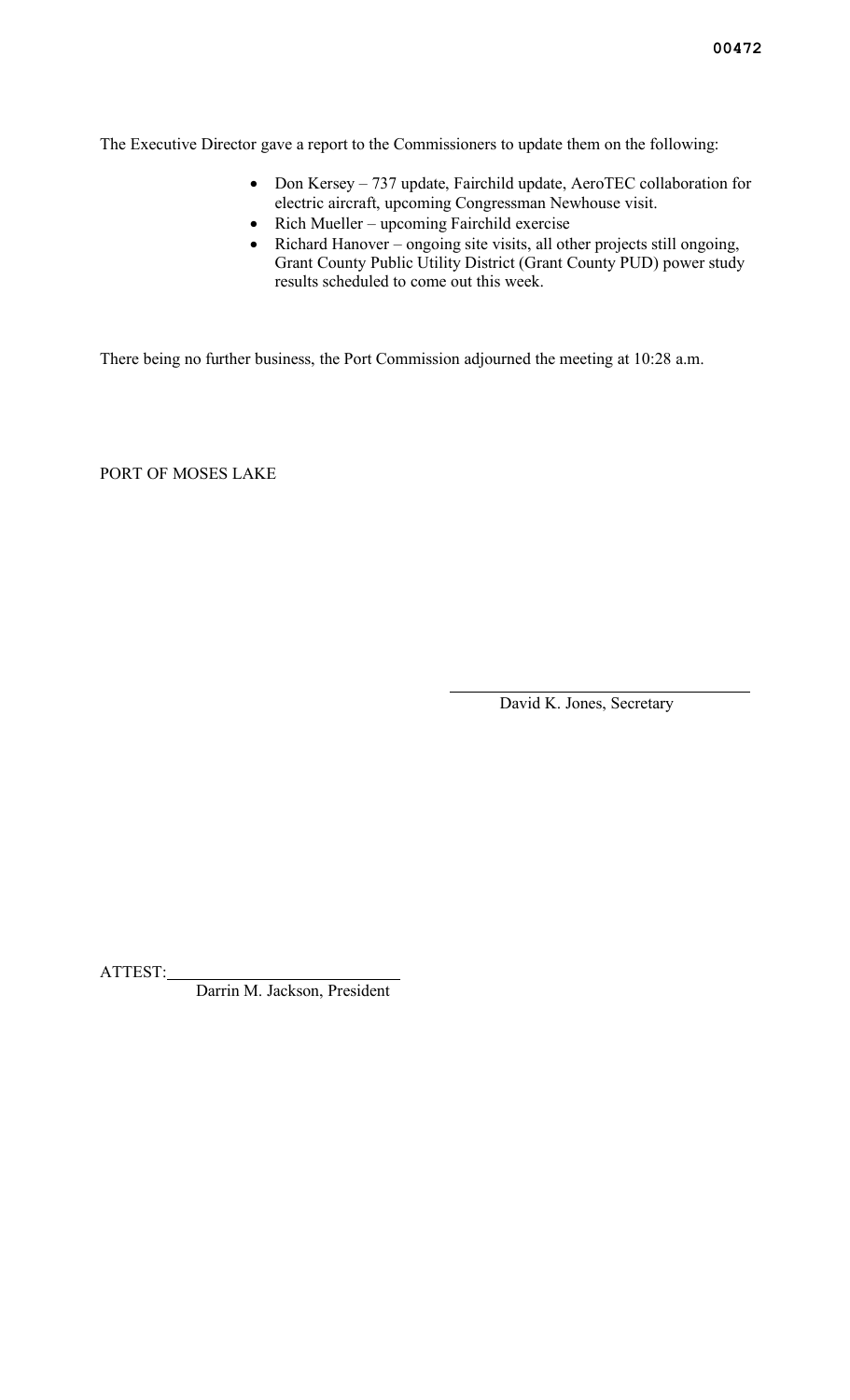The Executive Director gave a report to the Commissioners to update them on the following:

- Don Kersey – 737 update, Fairchild update, AeroTEC collaboration for electric aircraft, upcoming Congressman Newhouse visit.
- Rich Mueller – upcoming Fairchild exercise
- Richard Hanover – ongoing site visits, all other projects still ongoing, Grant County Public Utility District (Grant County PUD) power study results scheduled to come out this week.

There being no further business, the Port Commission adjourned the meeting at 10:28 a.m.

PORT OF MOSES LAKE

\_\_\_\_\_\_\_\_\_\_\_\_\_\_\_\_\_\_\_\_\_\_\_\_\_\_\_\_\_\_\_\_
David K. Jones, Secretary

ATTEST:\_\_\_\_\_\_\_\_\_\_\_\_\_\_\_\_\_\_\_\_\_\_\_\_\_\_\_\_
Darrin M. Jackson, President